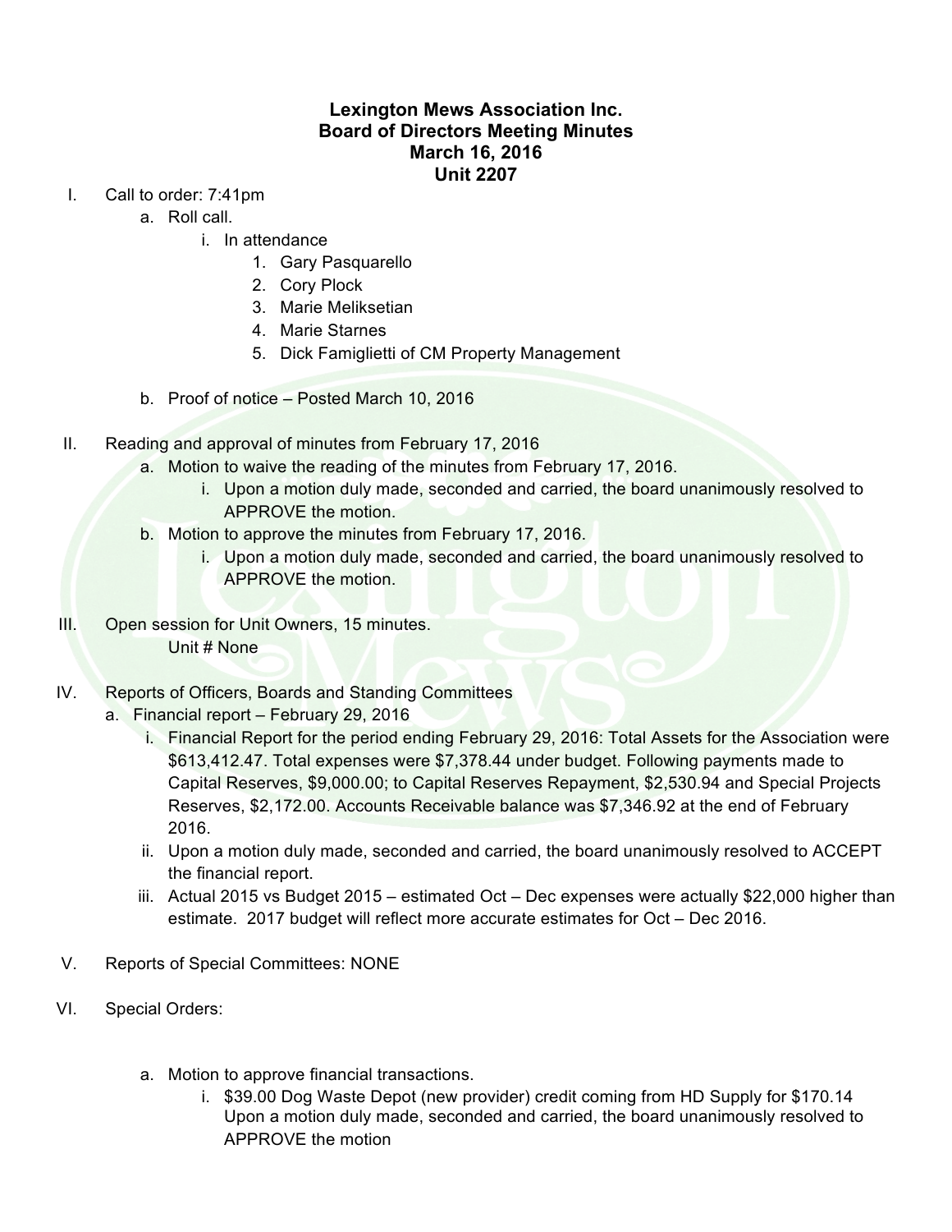# Lexington Mews Association Inc.
## Board of Directors Meeting Minutes
## March 16, 2016
## Unit 2207

I. Call to order: 7:41pm
   a. Roll call.
      i. In attendance
         1. Gary Pasquarello
         2. Cory Plock
         3. Marie Meliksetian
         4. Marie Starnes
         5. Dick Famiglietti of CM Property Management
   b. Proof of notice – Posted March 10, 2016

II. Reading and approval of minutes from February 17, 2016
   a. Motion to waive the reading of the minutes from February 17, 2016.
      i. Upon a motion duly made, seconded and carried, the board unanimously resolved to APPROVE the motion.
   b. Motion to approve the minutes from February 17, 2016.
      i. Upon a motion duly made, seconded and carried, the board unanimously resolved to APPROVE the motion.

III. Open session for Unit Owners, 15 minutes.
   Unit # None

IV. Reports of Officers, Boards and Standing Committees
   a. Financial report – February 29, 2016
      i. Financial Report for the period ending February 29, 2016: Total Assets for the Association were $613,412.47. Total expenses were $7,378.44 under budget. Following payments made to Capital Reserves, $9,000.00; to Capital Reserves Repayment, $2,530.94 and Special Projects Reserves, $2,172.00. Accounts Receivable balance was $7,346.92 at the end of February 2016.
      ii. Upon a motion duly made, seconded and carried, the board unanimously resolved to ACCEPT the financial report.
      iii. Actual 2015 vs Budget 2015 – estimated Oct – Dec expenses were actually $22,000 higher than estimate. 2017 budget will reflect more accurate estimates for Oct – Dec 2016.

V. Reports of Special Committees: NONE

VI. Special Orders:

   a. Motion to approve financial transactions.
      i. $39.00 Dog Waste Depot (new provider) credit coming from HD Supply for $170.14
         Upon a motion duly made, seconded and carried, the board unanimously resolved to APPROVE the motion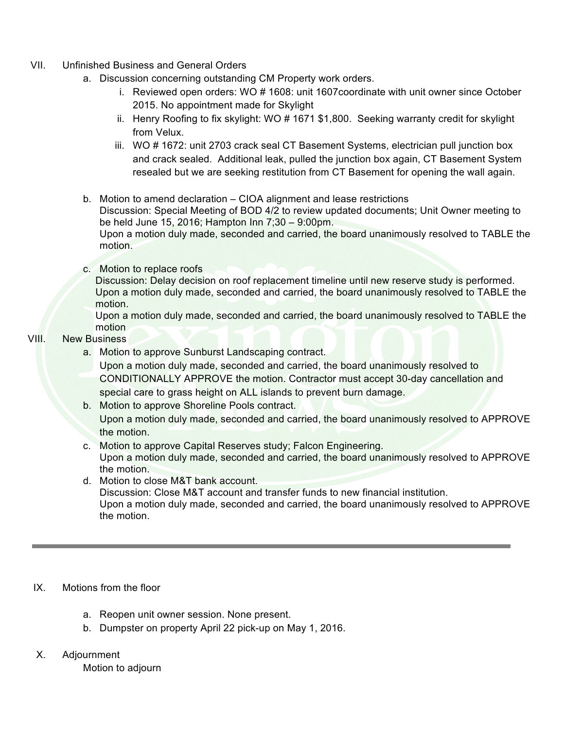VII. Unfinished Business and General Orders

a. Discussion concerning outstanding CM Property work orders.

   i. Reviewed open orders: WO # 1608: unit 1607coordinate with unit owner since October 2015. No appointment made for Skylight

   ii. Henry Roofing to fix skylight: WO # 1671 $1,800. Seeking warranty credit for skylight from Velux.

   iii. WO # 1672: unit 2703 crack seal CT Basement Systems, electrician pull junction box and crack sealed. Additional leak, pulled the junction box again, CT Basement System resealed but we are seeking restitution from CT Basement for opening the wall again.

b. Motion to amend declaration – CIOA alignment and lease restrictions
   Discussion: Special Meeting of BOD 4/2 to review updated documents; Unit Owner meeting to be held June 15, 2016; Hampton Inn 7;30 – 9:00pm.
   Upon a motion duly made, seconded and carried, the board unanimously resolved to TABLE the motion.

c. Motion to replace roofs
   Discussion: Delay decision on roof replacement timeline until new reserve study is performed.
   Upon a motion duly made, seconded and carried, the board unanimously resolved to TABLE the motion.
   Upon a motion duly made, seconded and carried, the board unanimously resolved to TABLE the motion

VIII. New Business

a. Motion to approve Sunburst Landscaping contract.
   Upon a motion duly made, seconded and carried, the board unanimously resolved to CONDITIONALLY APPROVE the motion. Contractor must accept 30-day cancellation and special care to grass height on ALL islands to prevent burn damage.

b. Motion to approve Shoreline Pools contract.
   Upon a motion duly made, seconded and carried, the board unanimously resolved to APPROVE the motion.

c. Motion to approve Capital Reserves study; Falcon Engineering.
   Upon a motion duly made, seconded and carried, the board unanimously resolved to APPROVE the motion.

d. Motion to close M&T bank account.
   Discussion: Close M&T account and transfer funds to new financial institution.
   Upon a motion duly made, seconded and carried, the board unanimously resolved to APPROVE the motion.

---

IX. Motions from the floor

a. Reopen unit owner session. None present.

b. Dumpster on property April 22 pick-up on May 1, 2016.

X. Adjournment
   Motion to adjourn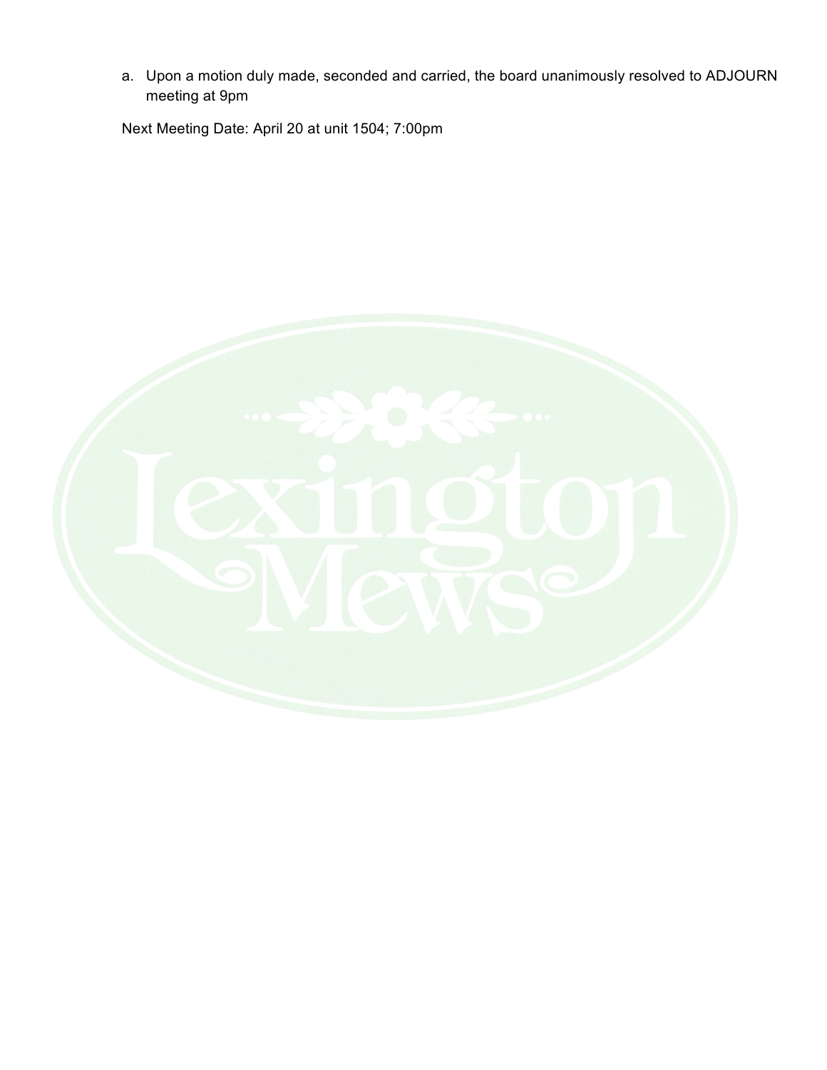a. Upon a motion duly made, seconded and carried, the board unanimously resolved to ADJOURN meeting at 9pm

Next Meeting Date: April 20 at unit 1504; 7:00pm